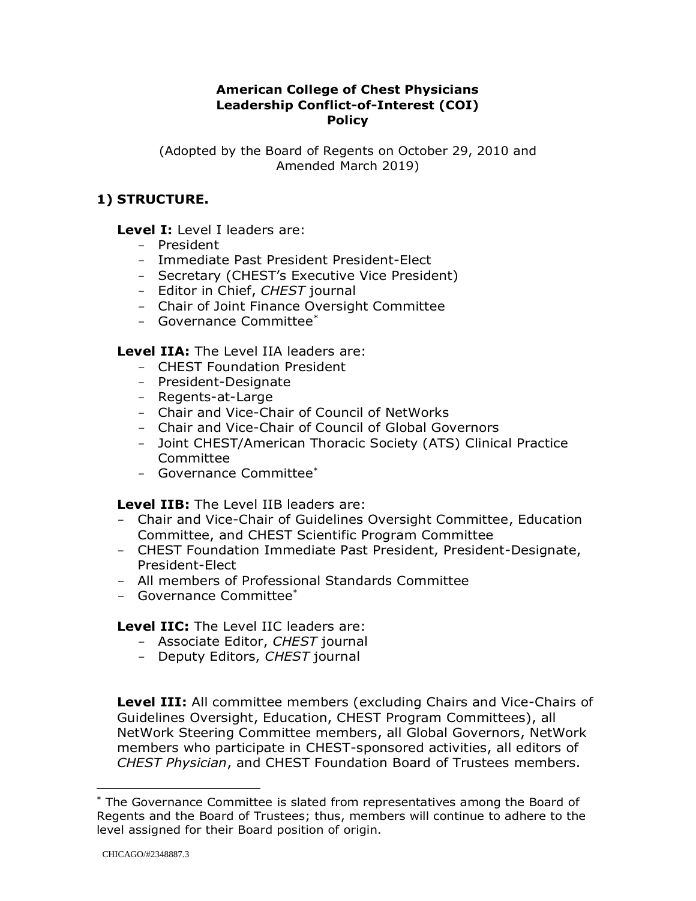**American College of Chest Physicians**
**Leadership Conflict-of-Interest (COI)**
**Policy**

(Adopted by the Board of Regents on October 29, 2010 and Amended March 2019)

## 1) STRUCTURE.

**Level I:** Level I leaders are:

- President
- Immediate Past President President-Elect
- Secretary (CHEST's Executive Vice President)
- Editor in Chief, *CHEST* journal
- Chair of Joint Finance Oversight Committee
- Governance Committee*

**Level IIA:** The Level IIA leaders are:

- CHEST Foundation President
- President-Designate
- Regents-at-Large
- Chair and Vice-Chair of Council of NetWorks
- Chair and Vice-Chair of Council of Global Governors
- Joint CHEST/American Thoracic Society (ATS) Clinical Practice Committee
- Governance Committee*

**Level IIB:** The Level IIB leaders are:

- Chair and Vice-Chair of Guidelines Oversight Committee, Education Committee, and CHEST Scientific Program Committee
- CHEST Foundation Immediate Past President, President-Designate, President-Elect
- All members of Professional Standards Committee
- Governance Committee*

**Level IIC:** The Level IIC leaders are:

- Associate Editor, *CHEST* journal
- Deputy Editors, *CHEST* journal

**Level III:** All committee members (excluding Chairs and Vice-Chairs of Guidelines Oversight, Education, CHEST Program Committees), all NetWork Steering Committee members, all Global Governors, NetWork members who participate in CHEST-sponsored activities, all editors of *CHEST Physician*, and CHEST Foundation Board of Trustees members.

---

* The Governance Committee is slated from representatives among the Board of Regents and the Board of Trustees; thus, members will continue to adhere to the level assigned for their Board position of origin.

CHICAGO/#2348887.3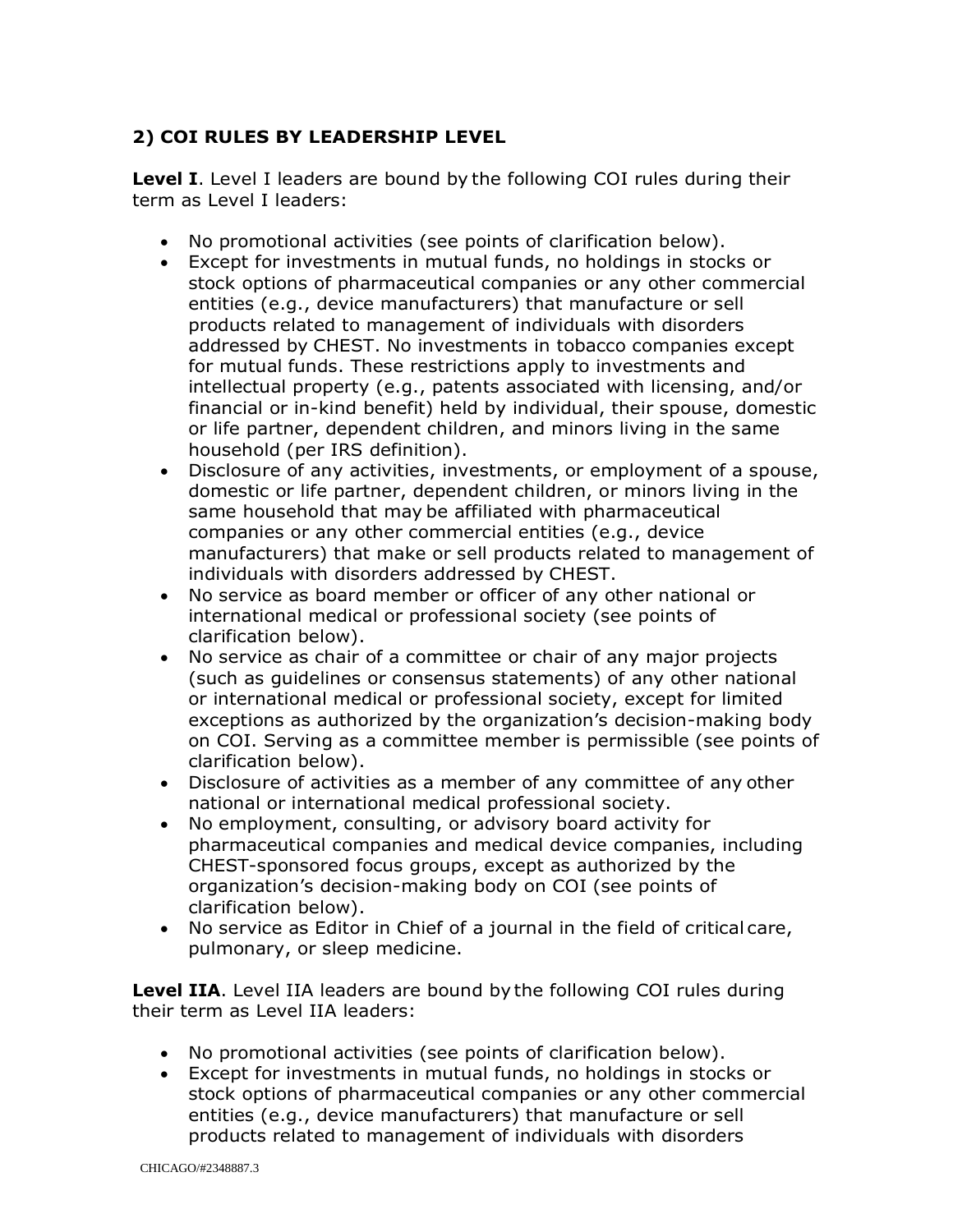## 2) COI RULES BY LEADERSHIP LEVEL

**Level I**. Level I leaders are bound by the following COI rules during their term as Level I leaders:

- No promotional activities (see points of clarification below).
- Except for investments in mutual funds, no holdings in stocks or stock options of pharmaceutical companies or any other commercial entities (e.g., device manufacturers) that manufacture or sell products related to management of individuals with disorders addressed by CHEST. No investments in tobacco companies except for mutual funds. These restrictions apply to investments and intellectual property (e.g., patents associated with licensing, and/or financial or in-kind benefit) held by individual, their spouse, domestic or life partner, dependent children, and minors living in the same household (per IRS definition).
- Disclosure of any activities, investments, or employment of a spouse, domestic or life partner, dependent children, or minors living in the same household that may be affiliated with pharmaceutical companies or any other commercial entities (e.g., device manufacturers) that make or sell products related to management of individuals with disorders addressed by CHEST.
- No service as board member or officer of any other national or international medical or professional society (see points of clarification below).
- No service as chair of a committee or chair of any major projects (such as guidelines or consensus statements) of any other national or international medical or professional society, except for limited exceptions as authorized by the organization's decision-making body on COI. Serving as a committee member is permissible (see points of clarification below).
- Disclosure of activities as a member of any committee of any other national or international medical professional society.
- No employment, consulting, or advisory board activity for pharmaceutical companies and medical device companies, including CHEST-sponsored focus groups, except as authorized by the organization's decision-making body on COI (see points of clarification below).
- No service as Editor in Chief of a journal in the field of critical care, pulmonary, or sleep medicine.

**Level IIA**. Level IIA leaders are bound by the following COI rules during their term as Level IIA leaders:

- No promotional activities (see points of clarification below).
- Except for investments in mutual funds, no holdings in stocks or stock options of pharmaceutical companies or any other commercial entities (e.g., device manufacturers) that manufacture or sell products related to management of individuals with disorders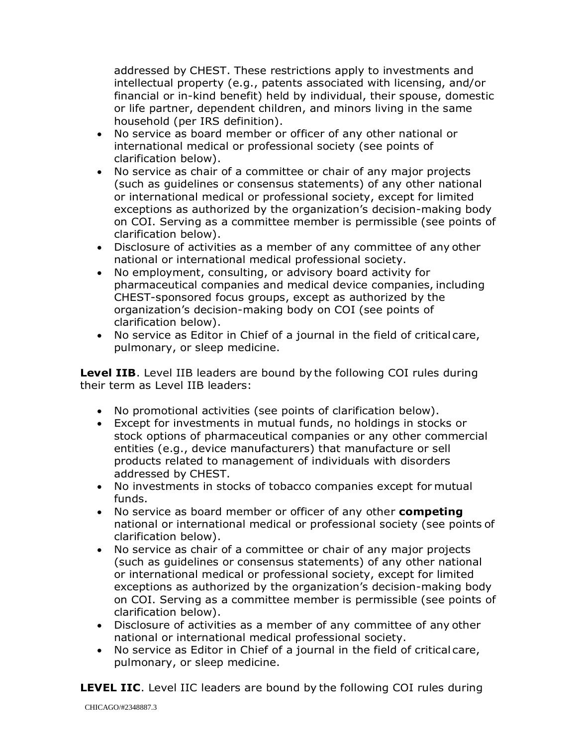addressed by CHEST. These restrictions apply to investments and intellectual property (e.g., patents associated with licensing, and/or financial or in-kind benefit) held by individual, their spouse, domestic or life partner, dependent children, and minors living in the same household (per IRS definition).

- No service as board member or officer of any other national or international medical or professional society (see points of clarification below).
- No service as chair of a committee or chair of any major projects (such as guidelines or consensus statements) of any other national or international medical or professional society, except for limited exceptions as authorized by the organization's decision-making body on COI. Serving as a committee member is permissible (see points of clarification below).
- Disclosure of activities as a member of any committee of any other national or international medical professional society.
- No employment, consulting, or advisory board activity for pharmaceutical companies and medical device companies, including CHEST-sponsored focus groups, except as authorized by the organization's decision-making body on COI (see points of clarification below).
- No service as Editor in Chief of a journal in the field of critical care, pulmonary, or sleep medicine.

**Level IIB**. Level IIB leaders are bound by the following COI rules during their term as Level IIB leaders:

- No promotional activities (see points of clarification below).
- Except for investments in mutual funds, no holdings in stocks or stock options of pharmaceutical companies or any other commercial entities (e.g., device manufacturers) that manufacture or sell products related to management of individuals with disorders addressed by CHEST.
- No investments in stocks of tobacco companies except for mutual funds.
- No service as board member or officer of any other **competing** national or international medical or professional society (see points of clarification below).
- No service as chair of a committee or chair of any major projects (such as guidelines or consensus statements) of any other national or international medical or professional society, except for limited exceptions as authorized by the organization's decision-making body on COI. Serving as a committee member is permissible (see points of clarification below).
- Disclosure of activities as a member of any committee of any other national or international medical professional society.
- No service as Editor in Chief of a journal in the field of critical care, pulmonary, or sleep medicine.

**LEVEL IIC**. Level IIC leaders are bound by the following COI rules during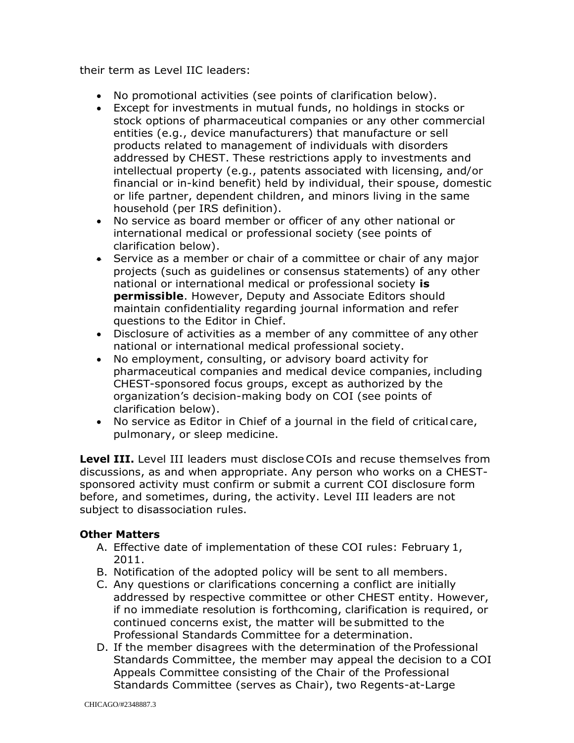their term as Level IIC leaders:

- No promotional activities (see points of clarification below).
- Except for investments in mutual funds, no holdings in stocks or stock options of pharmaceutical companies or any other commercial entities (e.g., device manufacturers) that manufacture or sell products related to management of individuals with disorders addressed by CHEST. These restrictions apply to investments and intellectual property (e.g., patents associated with licensing, and/or financial or in-kind benefit) held by individual, their spouse, domestic or life partner, dependent children, and minors living in the same household (per IRS definition).
- No service as board member or officer of any other national or international medical or professional society (see points of clarification below).
- Service as a member or chair of a committee or chair of any major projects (such as guidelines or consensus statements) of any other national or international medical or professional society **is permissible**. However, Deputy and Associate Editors should maintain confidentiality regarding journal information and refer questions to the Editor in Chief.
- Disclosure of activities as a member of any committee of any other national or international medical professional society.
- No employment, consulting, or advisory board activity for pharmaceutical companies and medical device companies, including CHEST-sponsored focus groups, except as authorized by the organization's decision-making body on COI (see points of clarification below).
- No service as Editor in Chief of a journal in the field of critical care, pulmonary, or sleep medicine.

**Level III.** Level III leaders must disclose COIs and recuse themselves from discussions, as and when appropriate. Any person who works on a CHEST-sponsored activity must confirm or submit a current COI disclosure form before, and sometimes, during, the activity. Level III leaders are not subject to disassociation rules.

**Other Matters**

A. Effective date of implementation of these COI rules: February 1, 2011.
B. Notification of the adopted policy will be sent to all members.
C. Any questions or clarifications concerning a conflict are initially addressed by respective committee or other CHEST entity. However, if no immediate resolution is forthcoming, clarification is required, or continued concerns exist, the matter will be submitted to the Professional Standards Committee for a determination.
D. If the member disagrees with the determination of the Professional Standards Committee, the member may appeal the decision to a COI Appeals Committee consisting of the Chair of the Professional Standards Committee (serves as Chair), two Regents-at-Large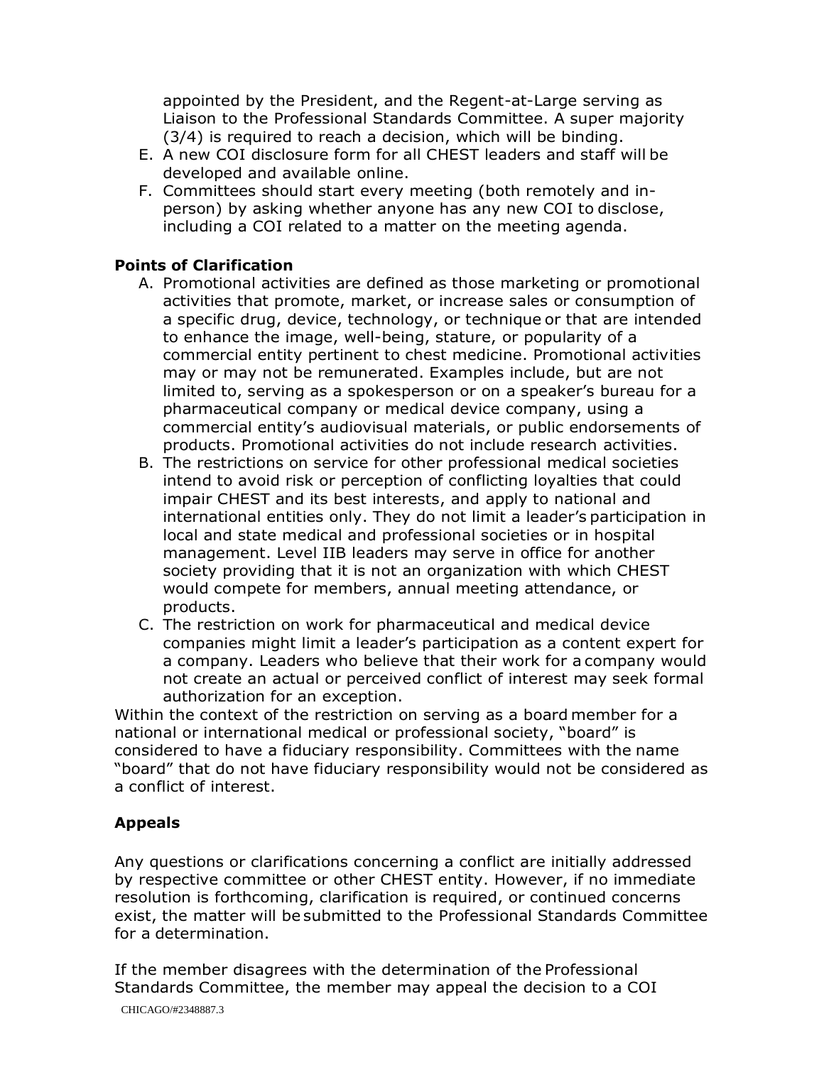appointed by the President, and the Regent-at-Large serving as Liaison to the Professional Standards Committee. A super majority (3/4) is required to reach a decision, which will be binding.

E. A new COI disclosure form for all CHEST leaders and staff will be developed and available online.
F. Committees should start every meeting (both remotely and in-person) by asking whether anyone has any new COI to disclose, including a COI related to a matter on the meeting agenda.

**Points of Clarification**

A. Promotional activities are defined as those marketing or promotional activities that promote, market, or increase sales or consumption of a specific drug, device, technology, or technique or that are intended to enhance the image, well-being, stature, or popularity of a commercial entity pertinent to chest medicine. Promotional activities may or may not be remunerated. Examples include, but are not limited to, serving as a spokesperson or on a speaker's bureau for a pharmaceutical company or medical device company, using a commercial entity's audiovisual materials, or public endorsements of products. Promotional activities do not include research activities.
B. The restrictions on service for other professional medical societies intend to avoid risk or perception of conflicting loyalties that could impair CHEST and its best interests, and apply to national and international entities only. They do not limit a leader's participation in local and state medical and professional societies or in hospital management. Level IIB leaders may serve in office for another society providing that it is not an organization with which CHEST would compete for members, annual meeting attendance, or products.
C. The restriction on work for pharmaceutical and medical device companies might limit a leader's participation as a content expert for a company. Leaders who believe that their work for a company would not create an actual or perceived conflict of interest may seek formal authorization for an exception.

Within the context of the restriction on serving as a board member for a national or international medical or professional society, "board" is considered to have a fiduciary responsibility. Committees with the name "board" that do not have fiduciary responsibility would not be considered as a conflict of interest.

**Appeals**

Any questions or clarifications concerning a conflict are initially addressed by respective committee or other CHEST entity. However, if no immediate resolution is forthcoming, clarification is required, or continued concerns exist, the matter will be submitted to the Professional Standards Committee for a determination.

If the member disagrees with the determination of the Professional Standards Committee, the member may appeal the decision to a COI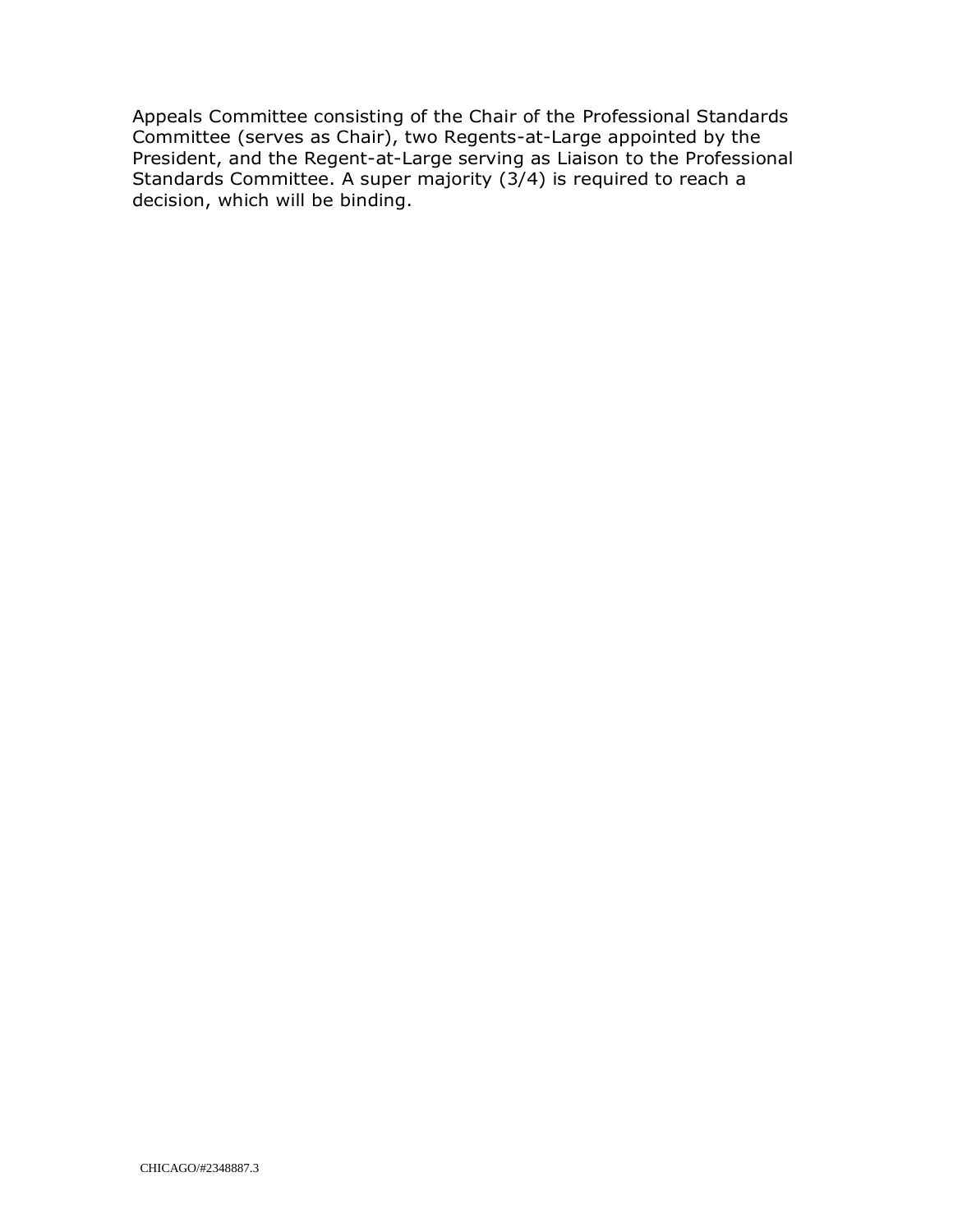Appeals Committee consisting of the Chair of the Professional Standards Committee (serves as Chair), two Regents-at-Large appointed by the President, and the Regent-at-Large serving as Liaison to the Professional Standards Committee. A super majority (3/4) is required to reach a decision, which will be binding.